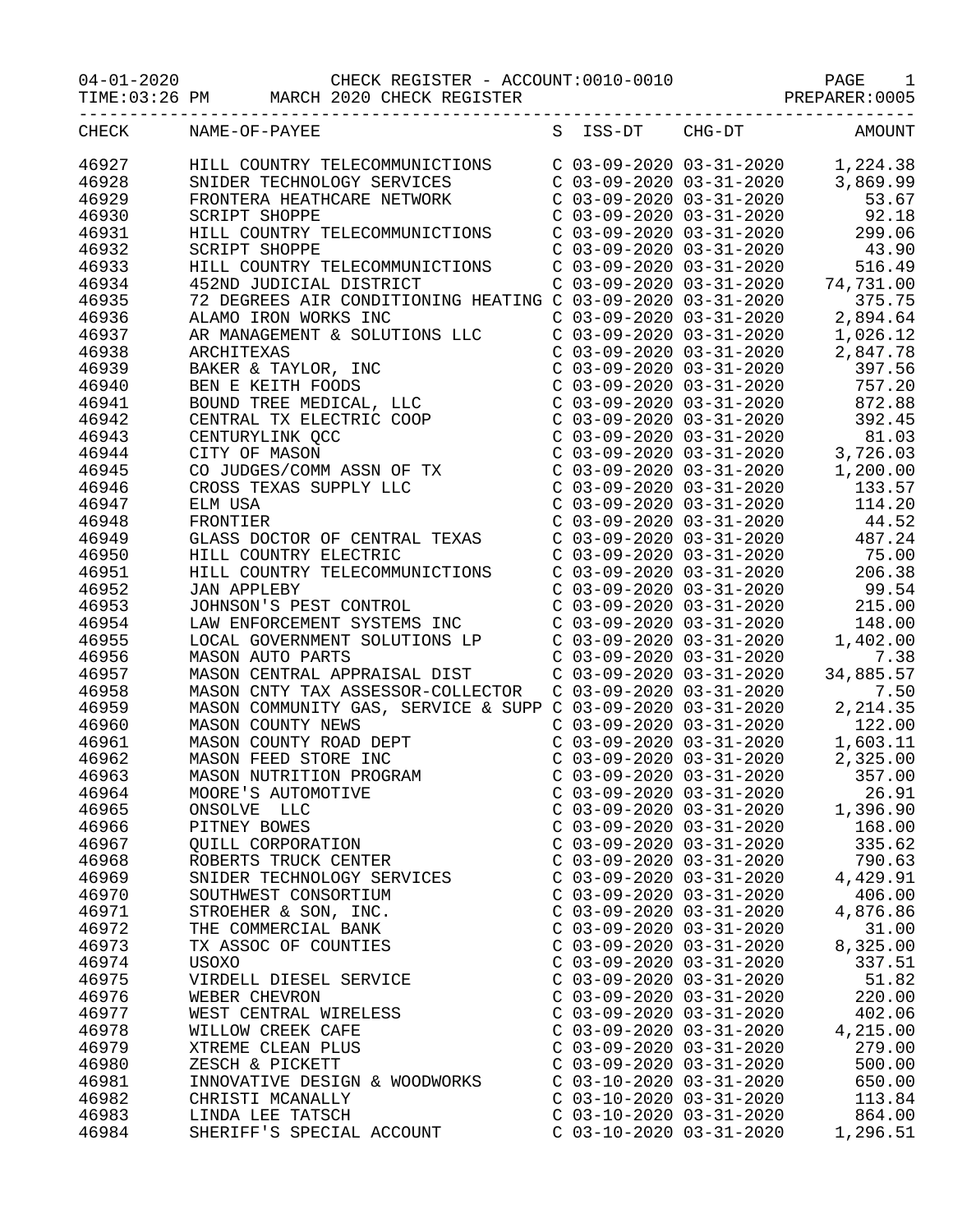04-01-2020 CHECK REGISTER - ACCOUNT:0010-0010 PAGE 1
TIME:03:26 PM MARCH 2020 CHECK REGISTER PREPARER:0005

| CHECK | NAME-OF-PAYEE | S | ISS-DT | CHG-DT | AMOUNT |
|---|---|---|---|---|---|
| 46927 | HILL COUNTRY TELECOMMUNICTIONS | C | 03-09-2020 | 03-31-2020 | 1,224.38 |
| 46928 | SNIDER TECHNOLOGY SERVICES | C | 03-09-2020 | 03-31-2020 | 3,869.99 |
| 46929 | FRONTERA HEATHCARE NETWORK | C | 03-09-2020 | 03-31-2020 | 53.67 |
| 46930 | SCRIPT SHOPPE | C | 03-09-2020 | 03-31-2020 | 92.18 |
| 46931 | HILL COUNTRY TELECOMMUNICTIONS | C | 03-09-2020 | 03-31-2020 | 299.06 |
| 46932 | SCRIPT SHOPPE | C | 03-09-2020 | 03-31-2020 | 43.90 |
| 46933 | HILL COUNTRY TELECOMMUNICTIONS | C | 03-09-2020 | 03-31-2020 | 516.49 |
| 46934 | 452ND JUDICIAL DISTRICT | C | 03-09-2020 | 03-31-2020 | 74,731.00 |
| 46935 | 72 DEGREES AIR CONDITIONING HEATING | C | 03-09-2020 | 03-31-2020 | 375.75 |
| 46936 | ALAMO IRON WORKS INC | C | 03-09-2020 | 03-31-2020 | 2,894.64 |
| 46937 | AR MANAGEMENT & SOLUTIONS LLC | C | 03-09-2020 | 03-31-2020 | 1,026.12 |
| 46938 | ARCHITEXAS | C | 03-09-2020 | 03-31-2020 | 2,847.78 |
| 46939 | BAKER & TAYLOR, INC | C | 03-09-2020 | 03-31-2020 | 397.56 |
| 46940 | BEN E KEITH FOODS | C | 03-09-2020 | 03-31-2020 | 757.20 |
| 46941 | BOUND TREE MEDICAL, LLC | C | 03-09-2020 | 03-31-2020 | 872.88 |
| 46942 | CENTRAL TX ELECTRIC COOP | C | 03-09-2020 | 03-31-2020 | 392.45 |
| 46943 | CENTURYLINK QCC | C | 03-09-2020 | 03-31-2020 | 81.03 |
| 46944 | CITY OF MASON | C | 03-09-2020 | 03-31-2020 | 3,726.03 |
| 46945 | CO JUDGES/COMM ASSN OF TX | C | 03-09-2020 | 03-31-2020 | 1,200.00 |
| 46946 | CROSS TEXAS SUPPLY LLC | C | 03-09-2020 | 03-31-2020 | 133.57 |
| 46947 | ELM USA | C | 03-09-2020 | 03-31-2020 | 114.20 |
| 46948 | FRONTIER | C | 03-09-2020 | 03-31-2020 | 44.52 |
| 46949 | GLASS DOCTOR OF CENTRAL TEXAS | C | 03-09-2020 | 03-31-2020 | 487.24 |
| 46950 | HILL COUNTRY ELECTRIC | C | 03-09-2020 | 03-31-2020 | 75.00 |
| 46951 | HILL COUNTRY TELECOMMUNICTIONS | C | 03-09-2020 | 03-31-2020 | 206.38 |
| 46952 | JAN APPLEBY | C | 03-09-2020 | 03-31-2020 | 99.54 |
| 46953 | JOHNSON'S PEST CONTROL | C | 03-09-2020 | 03-31-2020 | 215.00 |
| 46954 | LAW ENFORCEMENT SYSTEMS INC | C | 03-09-2020 | 03-31-2020 | 148.00 |
| 46955 | LOCAL GOVERNMENT SOLUTIONS LP | C | 03-09-2020 | 03-31-2020 | 1,402.00 |
| 46956 | MASON AUTO PARTS | C | 03-09-2020 | 03-31-2020 | 7.38 |
| 46957 | MASON CENTRAL APPRAISAL DIST | C | 03-09-2020 | 03-31-2020 | 34,885.57 |
| 46958 | MASON CNTY TAX ASSESSOR-COLLECTOR | C | 03-09-2020 | 03-31-2020 | 7.50 |
| 46959 | MASON COMMUNITY GAS, SERVICE & SUPP | C | 03-09-2020 | 03-31-2020 | 2,214.35 |
| 46960 | MASON COUNTY NEWS | C | 03-09-2020 | 03-31-2020 | 122.00 |
| 46961 | MASON COUNTY ROAD DEPT | C | 03-09-2020 | 03-31-2020 | 1,603.11 |
| 46962 | MASON FEED STORE INC | C | 03-09-2020 | 03-31-2020 | 2,325.00 |
| 46963 | MASON NUTRITION PROGRAM | C | 03-09-2020 | 03-31-2020 | 357.00 |
| 46964 | MOORE'S AUTOMOTIVE | C | 03-09-2020 | 03-31-2020 | 26.91 |
| 46965 | ONSOLVE LLC | C | 03-09-2020 | 03-31-2020 | 1,396.90 |
| 46966 | PITNEY BOWES | C | 03-09-2020 | 03-31-2020 | 168.00 |
| 46967 | QUILL CORPORATION | C | 03-09-2020 | 03-31-2020 | 335.62 |
| 46968 | ROBERTS TRUCK CENTER | C | 03-09-2020 | 03-31-2020 | 790.63 |
| 46969 | SNIDER TECHNOLOGY SERVICES | C | 03-09-2020 | 03-31-2020 | 4,429.91 |
| 46970 | SOUTHWEST CONSORTIUM | C | 03-09-2020 | 03-31-2020 | 406.00 |
| 46971 | STROEHER & SON, INC. | C | 03-09-2020 | 03-31-2020 | 4,876.86 |
| 46972 | THE COMMERCIAL BANK | C | 03-09-2020 | 03-31-2020 | 31.00 |
| 46973 | TX ASSOC OF COUNTIES | C | 03-09-2020 | 03-31-2020 | 8,325.00 |
| 46974 | USOXO | C | 03-09-2020 | 03-31-2020 | 337.51 |
| 46975 | VIRDELL DIESEL SERVICE | C | 03-09-2020 | 03-31-2020 | 51.82 |
| 46976 | WEBER CHEVRON | C | 03-09-2020 | 03-31-2020 | 220.00 |
| 46977 | WEST CENTRAL WIRELESS | C | 03-09-2020 | 03-31-2020 | 402.06 |
| 46978 | WILLOW CREEK CAFE | C | 03-09-2020 | 03-31-2020 | 4,215.00 |
| 46979 | XTREME CLEAN PLUS | C | 03-09-2020 | 03-31-2020 | 279.00 |
| 46980 | ZESCH & PICKETT | C | 03-09-2020 | 03-31-2020 | 500.00 |
| 46981 | INNOVATIVE DESIGN & WOODWORKS | C | 03-10-2020 | 03-31-2020 | 650.00 |
| 46982 | CHRISTI MCANALLY | C | 03-10-2020 | 03-31-2020 | 113.84 |
| 46983 | LINDA LEE TATSCH | C | 03-10-2020 | 03-31-2020 | 864.00 |
| 46984 | SHERIFF'S SPECIAL ACCOUNT | C | 03-10-2020 | 03-31-2020 | 1,296.51 |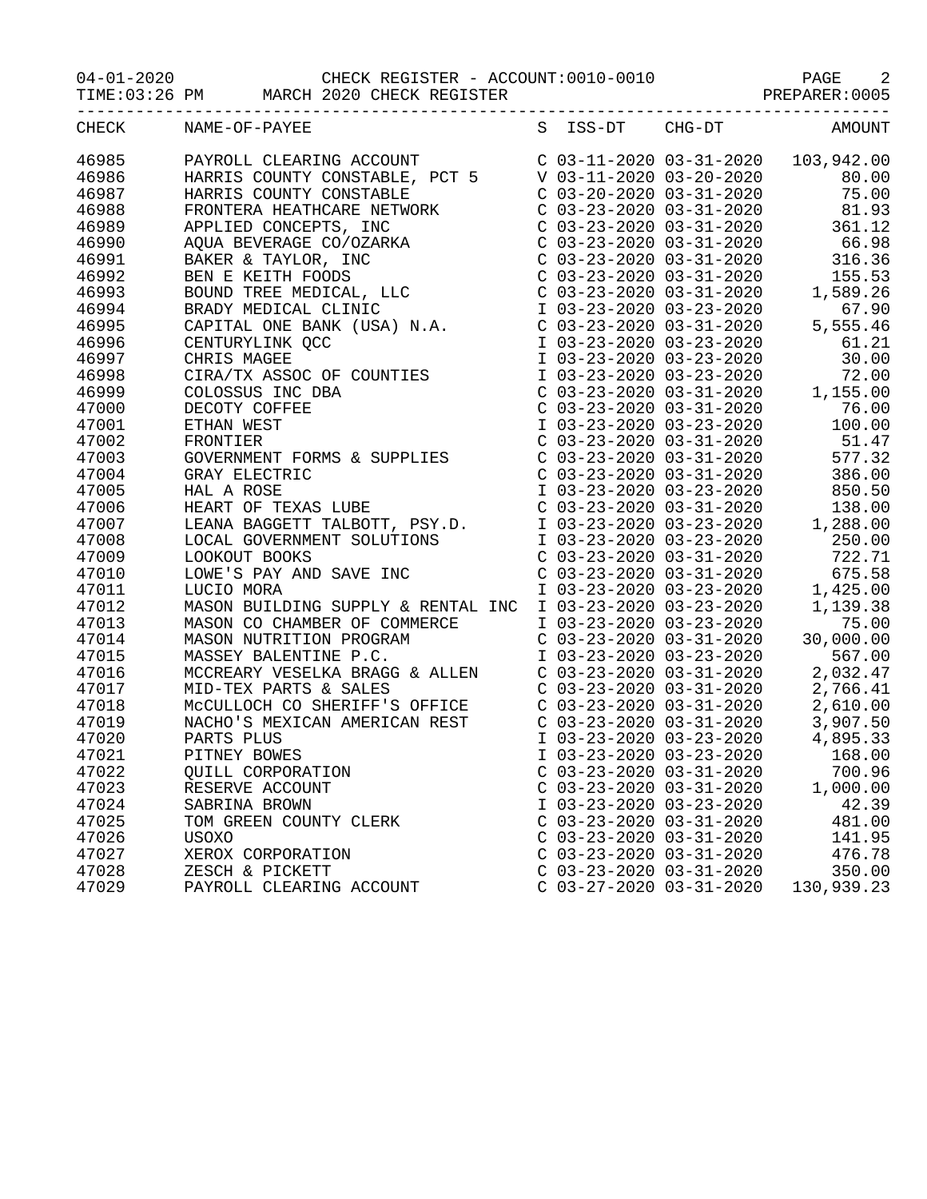CHECK REGISTER - ACCOUNT:0010-0010

MARCH 2020 CHECK REGISTER

04-01-2020
TIME:03:26 PM

PREPARER:0005

| CHECK | NAME-OF-PAYEE | S | ISS-DT | CHG-DT | AMOUNT |
|---|---|---|---|---|---|
| 46985 | PAYROLL CLEARING ACCOUNT | C | 03-11-2020 | 03-31-2020 | 103,942.00 |
| 46986 | HARRIS COUNTY CONSTABLE, PCT 5 | V | 03-11-2020 | 03-20-2020 | 80.00 |
| 46987 | HARRIS COUNTY CONSTABLE | C | 03-20-2020 | 03-31-2020 | 75.00 |
| 46988 | FRONTERA HEATHCARE NETWORK | C | 03-23-2020 | 03-31-2020 | 81.93 |
| 46989 | APPLIED CONCEPTS, INC | C | 03-23-2020 | 03-31-2020 | 361.12 |
| 46990 | AQUA BEVERAGE CO/OZARKA | C | 03-23-2020 | 03-31-2020 | 66.98 |
| 46991 | BAKER & TAYLOR, INC | C | 03-23-2020 | 03-31-2020 | 316.36 |
| 46992 | BEN E KEITH FOODS | C | 03-23-2020 | 03-31-2020 | 155.53 |
| 46993 | BOUND TREE MEDICAL, LLC | C | 03-23-2020 | 03-31-2020 | 1,589.26 |
| 46994 | BRADY MEDICAL CLINIC | I | 03-23-2020 | 03-23-2020 | 67.90 |
| 46995 | CAPITAL ONE BANK (USA) N.A. | C | 03-23-2020 | 03-31-2020 | 5,555.46 |
| 46996 | CENTURYLINK QCC | I | 03-23-2020 | 03-23-2020 | 61.21 |
| 46997 | CHRIS MAGEE | I | 03-23-2020 | 03-23-2020 | 30.00 |
| 46998 | CIRA/TX ASSOC OF COUNTIES | I | 03-23-2020 | 03-23-2020 | 72.00 |
| 46999 | COLOSSUS INC DBA | C | 03-23-2020 | 03-31-2020 | 1,155.00 |
| 47000 | DECOTY COFFEE | C | 03-23-2020 | 03-31-2020 | 76.00 |
| 47001 | ETHAN WEST | I | 03-23-2020 | 03-23-2020 | 100.00 |
| 47002 | FRONTIER | C | 03-23-2020 | 03-31-2020 | 51.47 |
| 47003 | GOVERNMENT FORMS & SUPPLIES | C | 03-23-2020 | 03-31-2020 | 577.32 |
| 47004 | GRAY ELECTRIC | C | 03-23-2020 | 03-31-2020 | 386.00 |
| 47005 | HAL A ROSE | I | 03-23-2020 | 03-23-2020 | 850.50 |
| 47006 | HEART OF TEXAS LUBE | C | 03-23-2020 | 03-31-2020 | 138.00 |
| 47007 | LEANA BAGGETT TALBOTT, PSY.D. | I | 03-23-2020 | 03-23-2020 | 1,288.00 |
| 47008 | LOCAL GOVERNMENT SOLUTIONS | I | 03-23-2020 | 03-23-2020 | 250.00 |
| 47009 | LOOKOUT BOOKS | C | 03-23-2020 | 03-31-2020 | 722.71 |
| 47010 | LOWE'S PAY AND SAVE INC | C | 03-23-2020 | 03-31-2020 | 675.58 |
| 47011 | LUCIO MORA | I | 03-23-2020 | 03-23-2020 | 1,425.00 |
| 47012 | MASON BUILDING SUPPLY & RENTAL INC | I | 03-23-2020 | 03-23-2020 | 1,139.38 |
| 47013 | MASON CO CHAMBER OF COMMERCE | I | 03-23-2020 | 03-23-2020 | 75.00 |
| 47014 | MASON NUTRITION PROGRAM | C | 03-23-2020 | 03-31-2020 | 30,000.00 |
| 47015 | MASSEY BALENTINE P.C. | I | 03-23-2020 | 03-23-2020 | 567.00 |
| 47016 | MCCREARY VESELKA BRAGG & ALLEN | C | 03-23-2020 | 03-31-2020 | 2,032.47 |
| 47017 | MID-TEX PARTS & SALES | C | 03-23-2020 | 03-31-2020 | 2,766.41 |
| 47018 | McCULLOCH CO SHERIFF'S OFFICE | C | 03-23-2020 | 03-31-2020 | 2,610.00 |
| 47019 | NACHO'S MEXICAN AMERICAN REST | C | 03-23-2020 | 03-31-2020 | 3,907.50 |
| 47020 | PARTS PLUS | I | 03-23-2020 | 03-23-2020 | 4,895.33 |
| 47021 | PITNEY BOWES | I | 03-23-2020 | 03-23-2020 | 168.00 |
| 47022 | QUILL CORPORATION | C | 03-23-2020 | 03-31-2020 | 700.96 |
| 47023 | RESERVE ACCOUNT | C | 03-23-2020 | 03-31-2020 | 1,000.00 |
| 47024 | SABRINA BROWN | I | 03-23-2020 | 03-23-2020 | 42.39 |
| 47025 | TOM GREEN COUNTY CLERK | C | 03-23-2020 | 03-31-2020 | 481.00 |
| 47026 | USOXO | C | 03-23-2020 | 03-31-2020 | 141.95 |
| 47027 | XEROX CORPORATION | C | 03-23-2020 | 03-31-2020 | 476.78 |
| 47028 | ZESCH & PICKETT | C | 03-23-2020 | 03-31-2020 | 350.00 |
| 47029 | PAYROLL CLEARING ACCOUNT | C | 03-27-2020 | 03-31-2020 | 130,939.23 |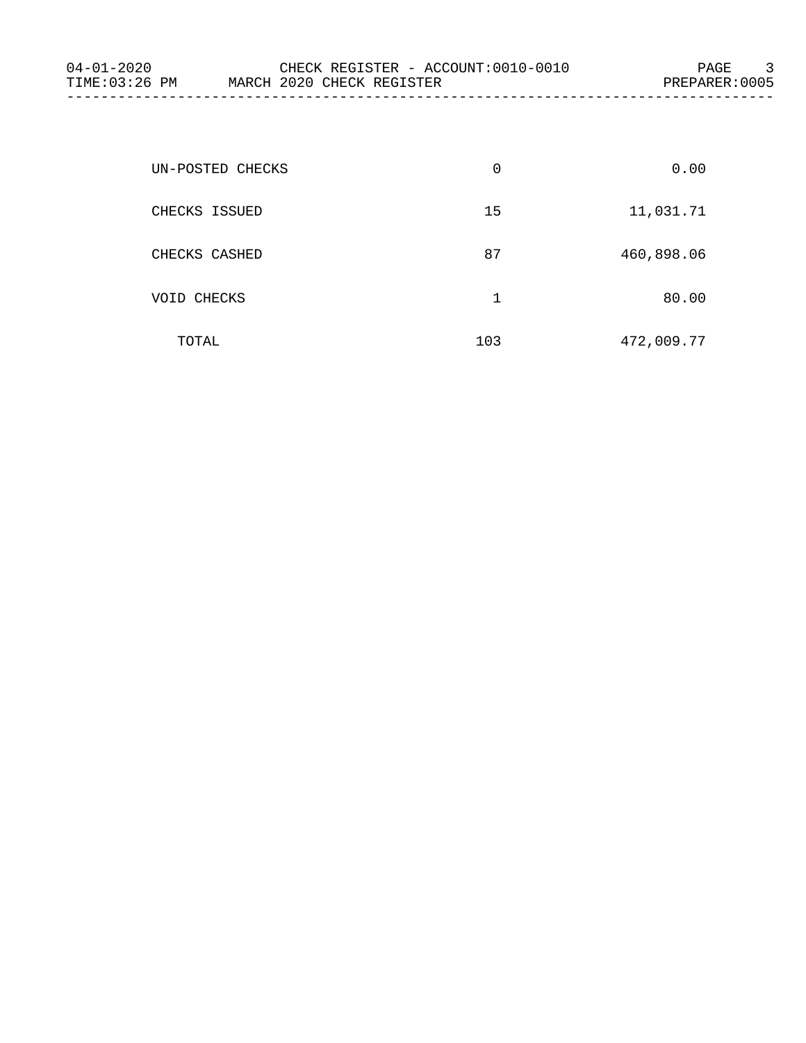| | | |
|---|---|---|
| UN-POSTED CHECKS | 0 | 0.00 |
| CHECKS ISSUED | 15 | 11,031.71 |
| CHECKS CASHED | 87 | 460,898.06 |
| VOID CHECKS | 1 | 80.00 |
| TOTAL | 103 | 472,009.77 |